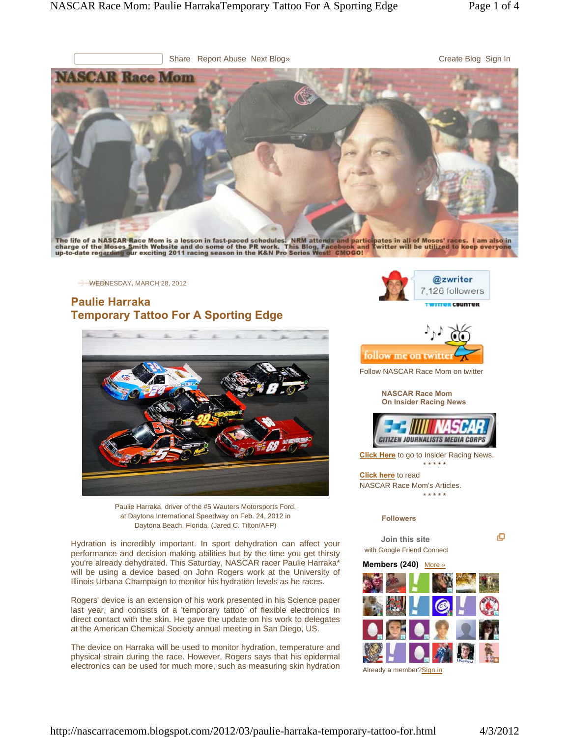Share Report Abuse Next Blog» Create Blog Sign In

# NASCAR Race Mom

The life of a NASCAR Race Mom is a lesson in fast-paced schedules. NRM attends and participates in all of Moses' races. I am also in charge of the Moses Smith Website and do some of the PR work. This Blog, Facebook and Twitter will be utilized to keep everyone up-to-date regarding our exciting 2011 racing season in the K&N Pro Series West! CMOGO!

WEDNESDAY, MARCH 28, 2012

## Paulie Harraka
## Temporary Tattoo For A Sporting Edge

Paulie Harraka, driver of the #5 Wauters Motorsports Ford, at Daytona International Speedway on Feb. 24, 2012 in Daytona Beach, Florida. (Jared C. Tilton/AFP)

Hydration is incredibly important. In sport dehydration can affect your performance and decision making abilities but by the time you get thirsty you're already dehydrated. This Saturday, NASCAR racer Paulie Harraka* will be using a device based on John Rogers work at the University of Illinois Urbana Champaign to monitor his hydration levels as he races.

Rogers' device is an extension of his work presented in his Science paper last year, and consists of a 'temporary tattoo' of flexible electronics in direct contact with the skin. He gave the update on his work to delegates at the American Chemical Society annual meeting in San Diego, US.

The device on Harraka will be used to monitor hydration, temperature and physical strain during the race. However, Rogers says that his epidermal electronics can be used for much more, such as measuring skin hydration

@zwriter
7,126 followers

TWITTER COUNTER

follow me on twitter

Follow NASCAR Race Mom on twitter

**NASCAR Race Mom On Insider Racing News**

NASCAR CITIZEN JOURNALISTS MEDIA CORPS

**Click Here** to go to Insider Racing News.

\* \* \* \* \*

**Click here** to read NASCAR Race Mom's Articles.

\* \* \* \* \*

**Followers**

Join this site
with Google Friend Connect

**Members (240)** More »

Already a member? Sign in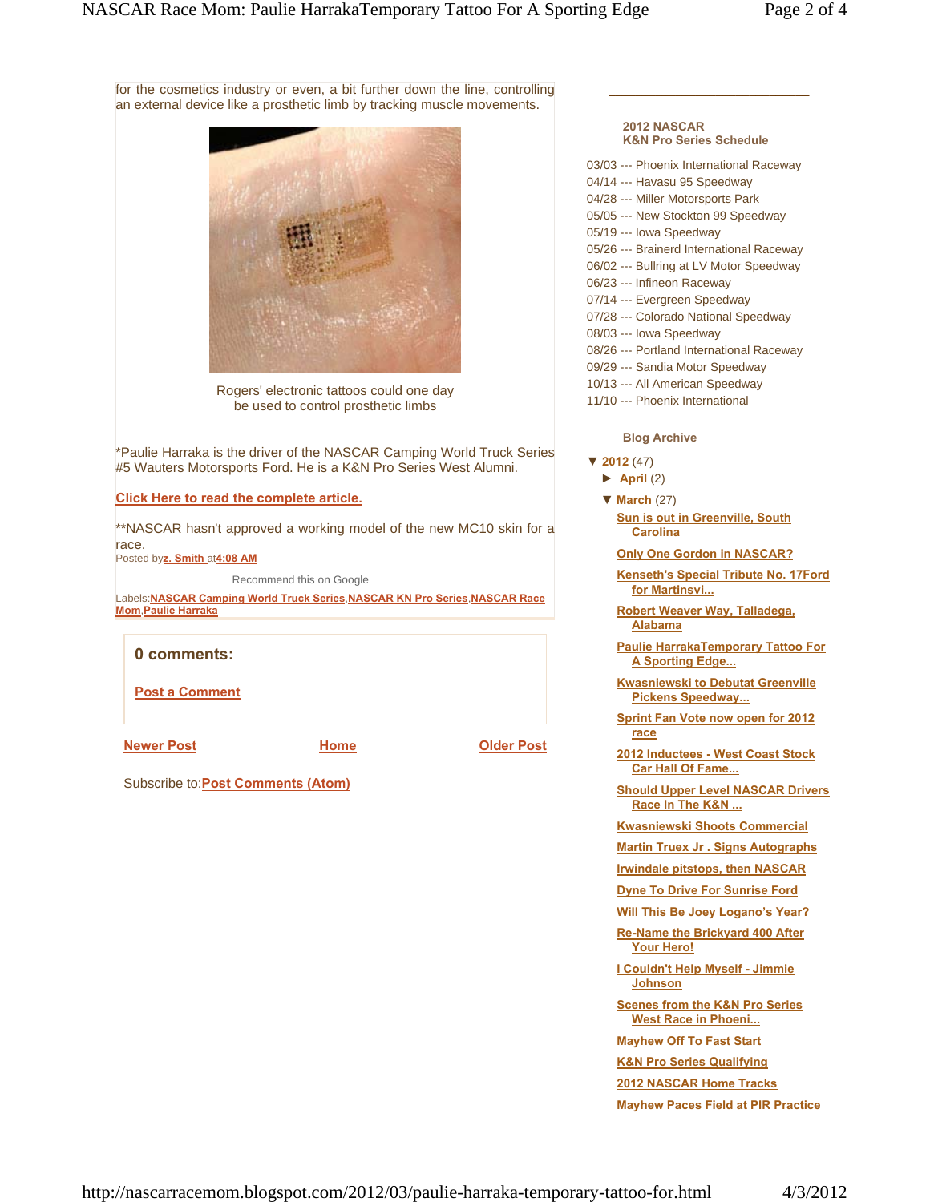for the cosmetics industry or even, a bit further down the line, controlling an external device like a prosthetic limb by tracking muscle movements.

Rogers' electronic tattoos could one day be used to control prosthetic limbs

*Paulie Harraka is the driver of the NASCAR Camping World Truck Series #5 Wauters Motorsports Ford. He is a K&N Pro Series West Alumni.

**Click Here to read the complete article.**

**NASCAR hasn't approved a working model of the new MC10 skin for a race.

Posted by **z. Smith** at **4:08 AM**

Recommend this on Google

Labels: **NASCAR Camping World Truck Series**, **NASCAR KN Pro Series**, **NASCAR Race Mom**, **Paulie Harraka**

**0 comments:**

**Post a Comment**

**Newer Post** | **Home** | **Older Post**

Subscribe to: **Post Comments (Atom)**

---

**2012 NASCAR K&N Pro Series Schedule**

03/03 --- Phoenix International Raceway
04/14 --- Havasu 95 Speedway
04/28 --- Miller Motorsports Park
05/05 --- New Stockton 99 Speedway
05/19 --- Iowa Speedway
05/26 --- Brainerd International Raceway
06/02 --- Bullring at LV Motor Speedway
06/23 --- Infineon Raceway
07/14 --- Evergreen Speedway
07/28 --- Colorado National Speedway
08/03 --- Iowa Speedway
08/26 --- Portland International Raceway
09/29 --- Sandia Motor Speedway
10/13 --- All American Speedway
11/10 --- Phoenix International

**Blog Archive**

- ▼ **2012** (47)
  - ► **April** (2)
  - ▼ **March** (27)
    - **Sun is out in Greenville, South Carolina**
    - **Only One Gordon in NASCAR?**
    - **Kenseth's Special Tribute No. 17Ford for Martinsvi...**
    - **Robert Weaver Way, Talladega, Alabama**
    - **Paulie HarrakaTemporary Tattoo For A Sporting Edge...**
    - **Kwasniewski to Debutat Greenville Pickens Speedway...**
    - **Sprint Fan Vote now open for 2012 race**
    - **2012 Inductees - West Coast Stock Car Hall Of Fame...**
    - **Should Upper Level NASCAR Drivers Race In The K&N ...**
    - **Kwasniewski Shoots Commercial**
    - **Martin Truex Jr . Signs Autographs**
    - **Irwindale pitstops, then NASCAR**
    - **Dyne To Drive For Sunrise Ford**
    - **Will This Be Joey Logano's Year?**
    - **Re-Name the Brickyard 400 After Your Hero!**
    - **I Couldn't Help Myself - Jimmie Johnson**
    - **Scenes from the K&N Pro Series West Race in Phoeni...**
    - **Mayhew Off To Fast Start**
    - **K&N Pro Series Qualifying**
    - **2012 NASCAR Home Tracks**
    - **Mayhew Paces Field at PIR Practice**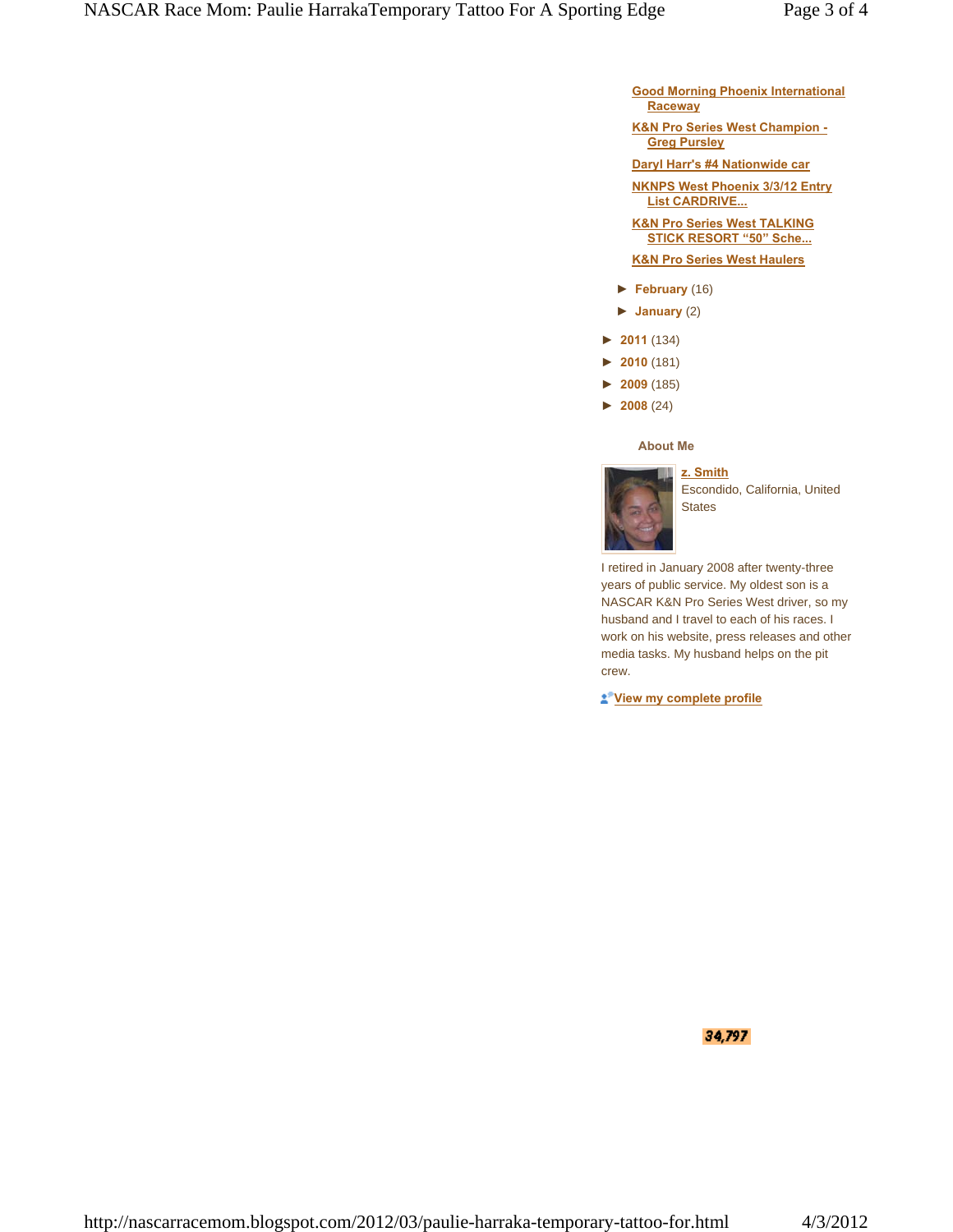- Good Morning Phoenix International Raceway
- K&N Pro Series West Champion - Greg Pursley
- Daryl Harr's #4 Nationwide car
- NKNPS West Phoenix 3/3/12 Entry List CARDRIVE...
- K&N Pro Series West TALKING STICK RESORT “50” Sche...
- K&N Pro Series West Haulers

► February (16)

► January (2)

► 2011 (134)

► 2010 (181)

► 2009 (185)

► 2008 (24)

### About Me

**z. Smith**

Escondido, California, United States

I retired in January 2008 after twenty-three years of public service. My oldest son is a NASCAR K&N Pro Series West driver, so my husband and I travel to each of his races. I work on his website, press releases and other media tasks. My husband helps on the pit crew.

View my complete profile

34,797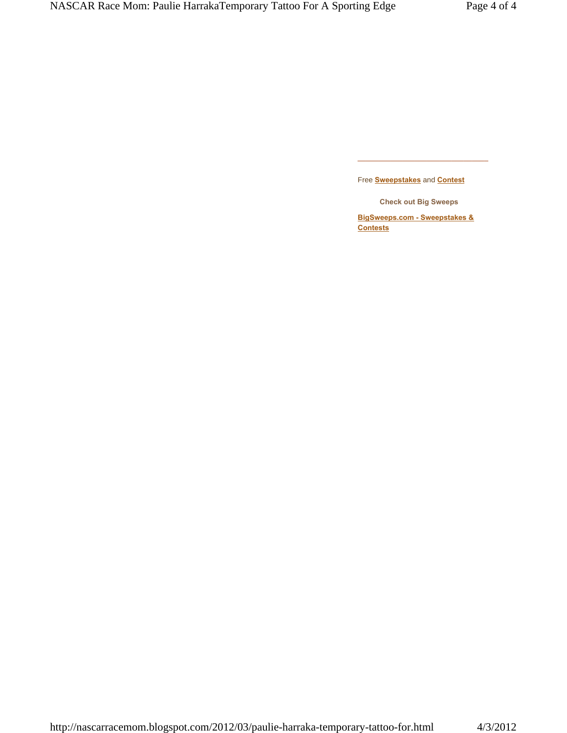---

Free **Sweepstakes** and **Contest**

**Check out Big Sweeps**

**BigSweeps.com - Sweepstakes & Contests**